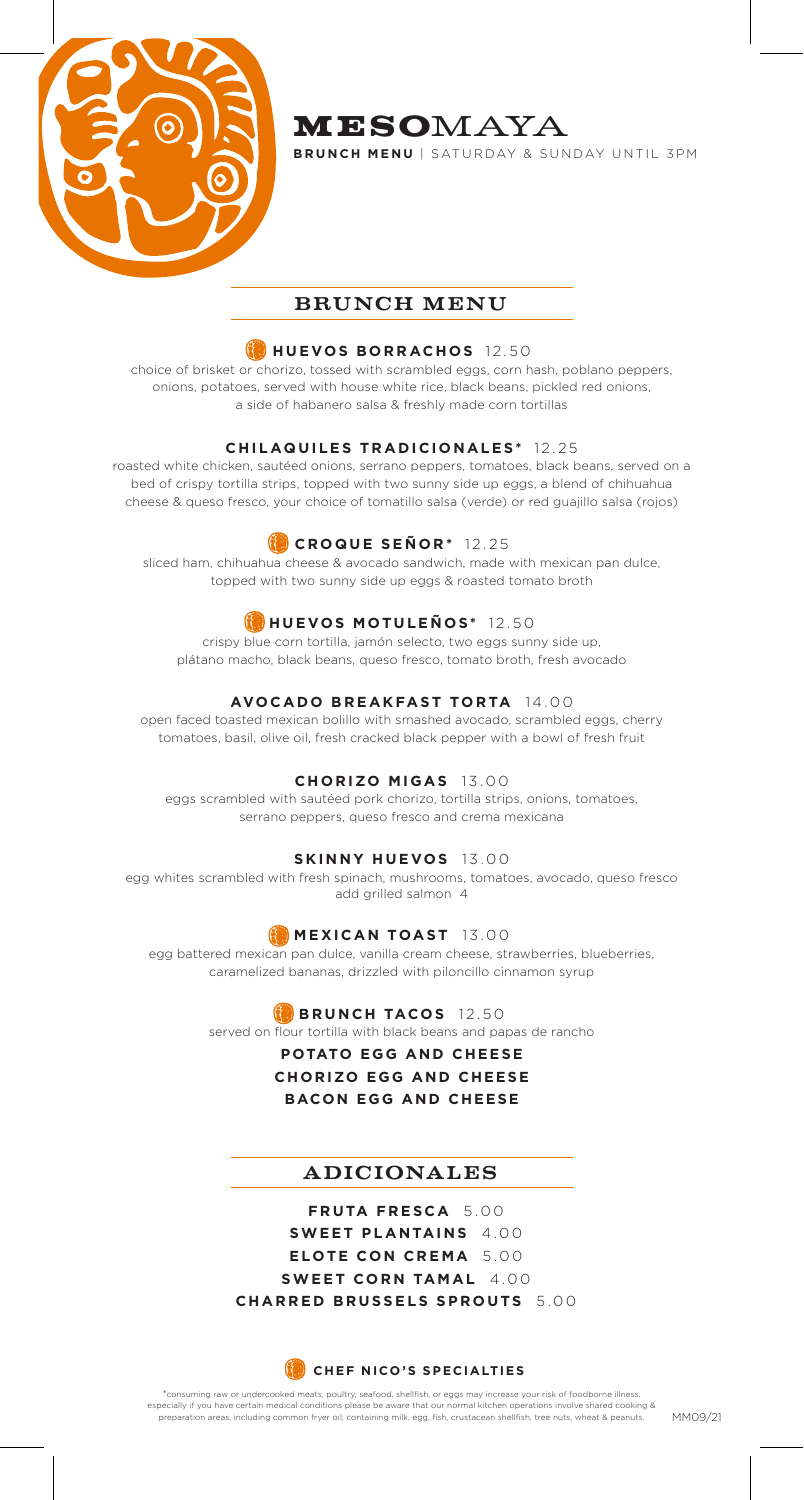# MESOMAYA

**BRUNCH MENU** | SATURDAY & SUNDAY UNTIL 3PM

## BRUNCH MENU

### HUEVOS BORRACHOS 12.50

choice of brisket or chorizo, tossed with scrambled eggs, corn hash, poblano peppers, onions, potatoes, served with house white rice, black beans, pickled red onions, a side of habanero salsa & freshly made corn tortillas

### CHILAQUILES TRADICIONALES* 12.25

roasted white chicken, sautéed onions, serrano peppers, tomatoes, black beans, served on a bed of crispy tortilla strips, topped with two sunny side up eggs, a blend of chihuahua cheese & queso fresco, your choice of tomatillo salsa (verde) or red guajillo salsa (rojos)

### CROQUE SEÑOR* 12.25

sliced ham, chihuahua cheese & avocado sandwich, made with mexican pan dulce, topped with two sunny side up eggs & roasted tomato broth

### HUEVOS MOTULEÑOS* 12.50

crispy blue corn tortilla, jamón selecto, two eggs sunny side up, plátano macho, black beans, queso fresco, tomato broth, fresh avocado

### AVOCADO BREAKFAST TORTA 14.00

open faced toasted mexican bolillo with smashed avocado, scrambled eggs, cherry tomatoes, basil, olive oil, fresh cracked black pepper with a bowl of fresh fruit

### CHORIZO MIGAS 13.00

eggs scrambled with sautéed pork chorizo, tortilla strips, onions, tomatoes, serrano peppers, queso fresco and crema mexicana

### SKINNY HUEVOS 13.00

egg whites scrambled with fresh spinach, mushrooms, tomatoes, avocado, queso fresco
add grilled salmon 4

### MEXICAN TOAST 13.00

egg battered mexican pan dulce, vanilla cream cheese, strawberries, blueberries, caramelized bananas, drizzled with piloncillo cinnamon syrup

### BRUNCH TACOS 12.50

served on flour tortilla with black beans and papas de rancho

**POTATO EGG AND CHEESE**
**CHORIZO EGG AND CHEESE**
**BACON EGG AND CHEESE**

## ADICIONALES

**FRUTA FRESCA** 5.00
**SWEET PLANTAINS** 4.00
**ELOTE CON CREMA** 5.00
**SWEET CORN TAMAL** 4.00
**CHARRED BRUSSELS SPROUTS** 5.00

**CHEF NICO'S SPECIALTIES**

*consuming raw or undercooked meats, poultry, seafood, shellfish, or eggs may increase your risk of foodborne illness, especially if you have certain medical conditions please be aware that our normal kitchen operations involve shared cooking & preparation areas, including common fryer oil, containing milk, egg, fish, crustacean shellfish, tree nuts, wheat & peanuts.

MM09/21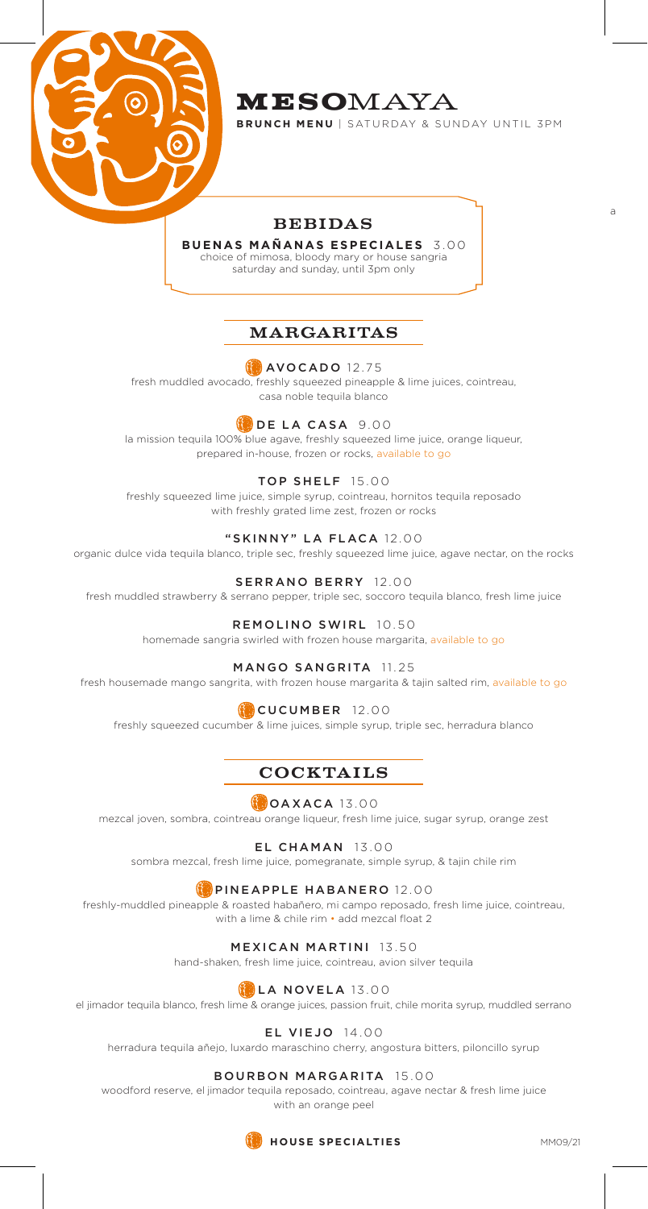# MESOMAYA

**BRUNCH MENU** | SATURDAY & SUNDAY UNTIL 3PM

## BEBIDAS

**BUENAS MAÑANAS ESPECIALES** 3.00
choice of mimosa, bloody mary or house sangria
saturday and sunday, until 3pm only

## MARGARITAS

**AVOCADO** 12.75
fresh muddled avocado, freshly squeezed pineapple & lime juices, cointreau, casa noble tequila blanco

**DE LA CASA** 9.00
la mission tequila 100% blue agave, freshly squeezed lime juice, orange liqueur, prepared in-house, frozen or rocks, available to go

**TOP SHELF** 15.00
freshly squeezed lime juice, simple syrup, cointreau, hornitos tequila reposado with freshly grated lime zest, frozen or rocks

**"SKINNY" LA FLACA** 12.00
organic dulce vida tequila blanco, triple sec, freshly squeezed lime juice, agave nectar, on the rocks

**SERRANO BERRY** 12.00
fresh muddled strawberry & serrano pepper, triple sec, soccoro tequila blanco, fresh lime juice

**REMOLINO SWIRL** 10.50
homemade sangria swirled with frozen house margarita, available to go

**MANGO SANGRITA** 11.25
fresh housemade mango sangrita, with frozen house margarita & tajin salted rim, available to go

**CUCUMBER** 12.00
freshly squeezed cucumber & lime juices, simple syrup, triple sec, herradura blanco

## COCKTAILS

**OAXACA** 13.00
mezcal joven, sombra, cointreau orange liqueur, fresh lime juice, sugar syrup, orange zest

**EL CHAMAN** 13.00
sombra mezcal, fresh lime juice, pomegranate, simple syrup, & tajin chile rim

**PINEAPPLE HABANERO** 12.00
freshly-muddled pineapple & roasted habañero, mi campo reposado, fresh lime juice, cointreau, with a lime & chile rim • add mezcal float 2

**MEXICAN MARTINI** 13.50
hand-shaken, fresh lime juice, cointreau, avion silver tequila

**LA NOVELA** 13.00
el jimador tequila blanco, fresh lime & orange juices, passion fruit, chile morita syrup, muddled serrano

**EL VIEJO** 14.00
herradura tequila añejo, luxardo maraschino cherry, angostura bitters, piloncillo syrup

**BOURBON MARGARITA** 15.00
woodford reserve, el jimador tequila reposado, cointreau, agave nectar & fresh lime juice with an orange peel

**HOUSE SPECIALTIES**

MM09/21